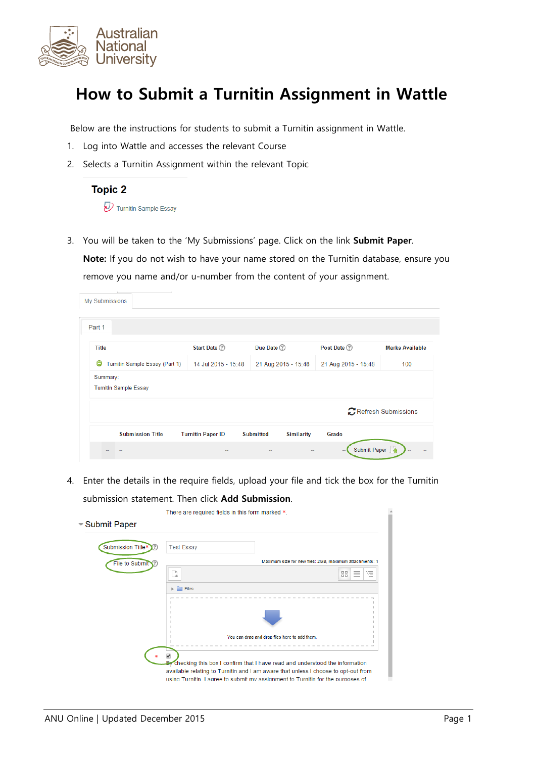# How to Submit a Turnitin Assignment in Wattle

Below are the instructions for students to submit a Turnitin assignment in Wattle.

1. Log into Wattle and accesses the relevant Course
2. Selects a Turnitin Assignment within the relevant Topic

   **Topic 2**

   Turnitin Sample Essay

3. You will be taken to the 'My Submissions' page. Click on the link **Submit Paper**.

   **Note:** If you do not wish to have your name stored on the Turnitin database, ensure you remove you name and/or u-number from the content of your assignment.

   My Submissions

   Part 1

   | Title | Start Date | Due Date | Post Date | Marks Available |
   |---|---|---|---|---|
   | Turnitin Sample Essay (Part 1) | 14 Jul 2015 - 15:48 | 21 Aug 2015 - 15:48 | 21 Aug 2015 - 15:48 | 100 |

   Summary:
   Turnitin Sample Essay

   Refresh Submissions

   | | Submission Title | Turnitin Paper ID | Submitted | Similarity | Grade | | | |
   |---|---|---|---|---|---|---|---|---|
   | -- | -- | -- | -- | -- | -- | Submit Paper | -- | -- |

4. Enter the details in the require fields, upload your file and tick the box for the Turnitin submission statement. Then click **Add Submission**.

   There are required fields in this form marked *.

   **Submit Paper**

   Submission Title* — Test Essay

   File to Submit — Maximum size for new files: 2GB, maximum attachments: 1

   Files

   You can drag and drop files here to add them.

   \* ☑ By checking this box I confirm that I have read and understood the information available relating to Turnitin and I am aware that unless I choose to opt-out from using Turnitin. I agree to submit my assignment to Turnitin for the purposes of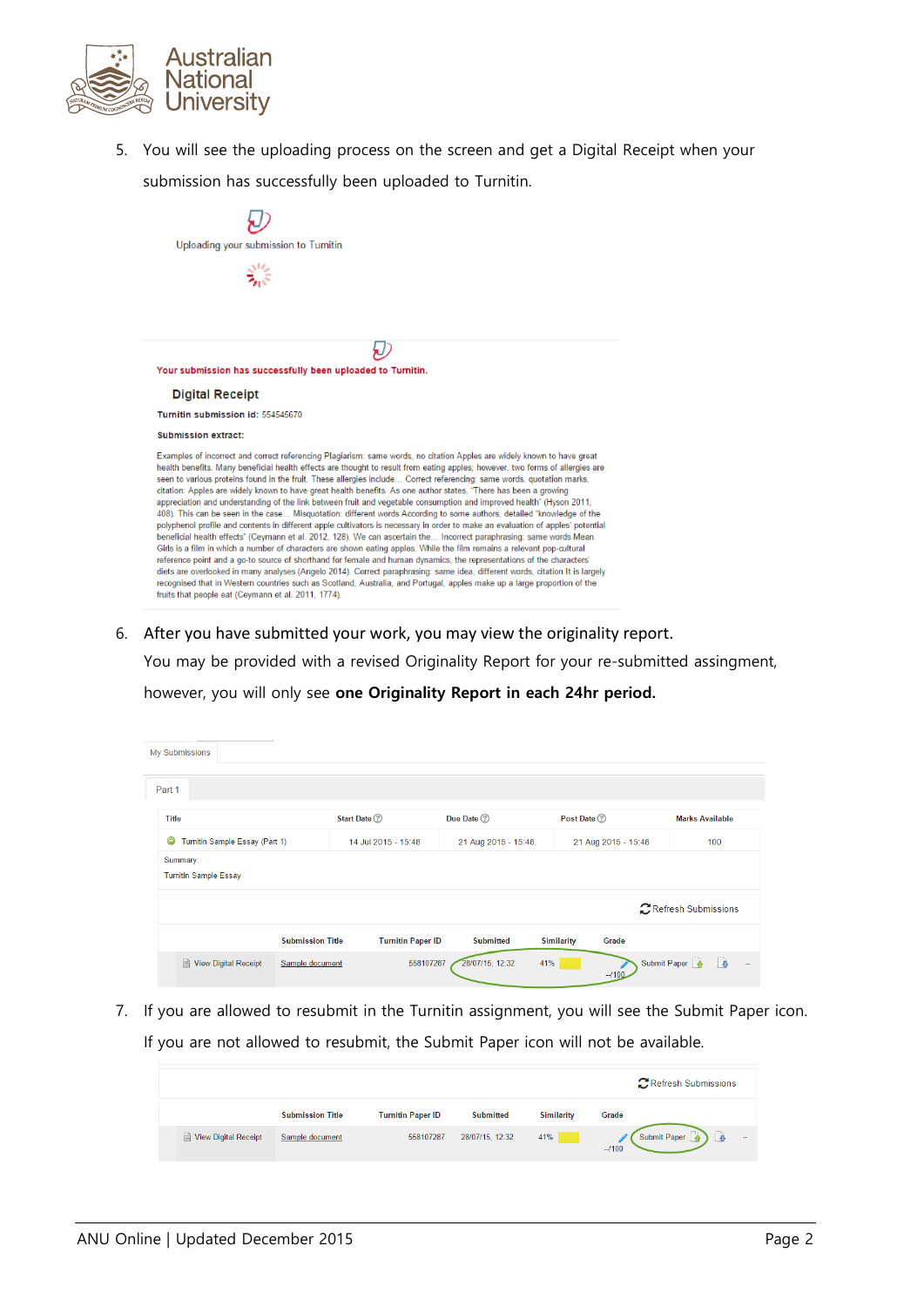5. You will see the uploading process on the screen and get a Digital Receipt when your submission has successfully been uploaded to Turnitin.

Uploading your submission to Turnitin

Your submission has successfully been uploaded to Turnitin.

**Digital Receipt**

**Turnitin submission id:** 554545670

**Submission extract:**

Examples of incorrect and correct referencing Plagiarism: same words, no citation Apples are widely known to have great health benefits. Many beneficial health effects are thought to result from eating apples; however, two forms of allergies are seen to various proteins found in the fruit. These allergies include... Correct referencing: same words, quotation marks, citation: Apples are widely known to have great health benefits. As one author states, "There has been a growing appreciation and understanding of the link between fruit and vegetable consumption and improved health" (Hyson 2011, 408). This can be seen in the case... Misquotation: different words According to some authors, detailed "knowledge of the polyphenol profile and contents in different apple cultivators is necessary in order to make an evaluation of apples' potential beneficial health effects" (Ceymann et al. 2012, 128). We can ascertain the... Incorrect paraphrasing: same words Mean Girls is a film in which a number of characters are shown eating apples. While the film remains a relevant pop-cultural reference point and a go-to source of shorthand for female and human dynamics, the representations of the characters' diets are overlooked in many analyses (Angelo 2014). Correct paraphrasing: same idea, different words, citation It is largely recognised that in Western countries such as Scotland, Australia, and Portugal, apples make up a large proportion of the fruits that people eat (Ceymann et al. 2011, 1774).

6. After you have submitted your work, you may view the originality report.
   You may be provided with a revised Originality Report for your re-submitted assingment, however, you will only see **one Originality Report in each 24hr period.**

My Submissions

Part 1

| Title | Start Date | Due Date | Post Date | Marks Available |
|---|---|---|---|---|
| Turnitin Sample Essay (Part 1) | 14 Jul 2015 - 15:48 | 21 Aug 2015 - 15:48 | 21 Aug 2015 - 15:48 | 100 |

Summary:
Turnitin Sample Essay

Refresh Submissions

| | Submission Title | Turnitin Paper ID | Submitted | Similarity | Grade | | |
|---|---|---|---|---|---|---|---|
| View Digital Receipt | Sample document | 558107287 | 28/07/15, 12:32 | 41% | --/100 | Submit Paper | -- |

7. If you are allowed to resubmit in the Turnitin assignment, you will see the Submit Paper icon. If you are not allowed to resubmit, the Submit Paper icon will not be available.

Refresh Submissions

| | Submission Title | Turnitin Paper ID | Submitted | Similarity | Grade | | |
|---|---|---|---|---|---|---|---|
| View Digital Receipt | Sample document | 558107287 | 28/07/15, 12:32 | 41% | --/100 | Submit Paper | -- |